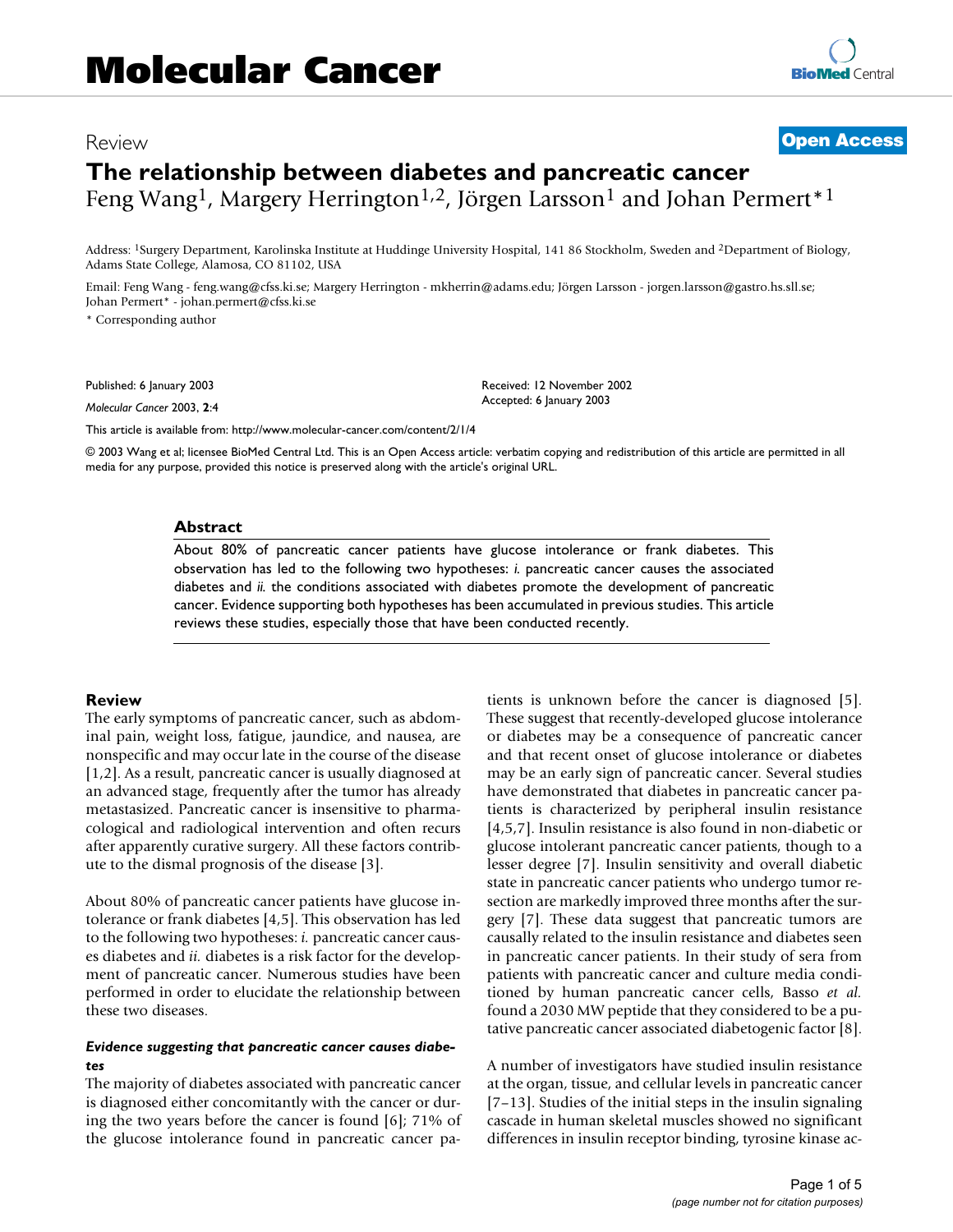# Molecular Cancer

Review **Open Access**

## The relationship between diabetes and pancreatic cancer

Feng Wang[1], Margery Herrington[1,2], Jörgen Larsson[1] and Johan Permert*[1]

Address: [1]Surgery Department, Karolinska Institute at Huddinge University Hospital, 141 86 Stockholm, Sweden and [2]Department of Biology, Adams State College, Alamosa, CO 81102, USA

Email: Feng Wang - feng.wang@cfss.ki.se; Margery Herrington - mkherrin@adams.edu; Jörgen Larsson - jorgen.larsson@gastro.hs.sll.se; Johan Permert* - johan.permert@cfss.ki.se

* Corresponding author

Published: 6 January 2003

*Molecular Cancer* 2003, **2**:4

Received: 12 November 2002

Accepted: 6 January 2003

This article is available from: http://www.molecular-cancer.com/content/2/1/4

© 2003 Wang et al; licensee BioMed Central Ltd. This is an Open Access article: verbatim copying and redistribution of this article are permitted in all media for any purpose, provided this notice is preserved along with the article's original URL.

### Abstract

About 80% of pancreatic cancer patients have glucose intolerance or frank diabetes. This observation has led to the following two hypotheses: *i.* pancreatic cancer causes the associated diabetes and *ii.* the conditions associated with diabetes promote the development of pancreatic cancer. Evidence supporting both hypotheses has been accumulated in previous studies. This article reviews these studies, especially those that have been conducted recently.

## Review

The early symptoms of pancreatic cancer, such as abdominal pain, weight loss, fatigue, jaundice, and nausea, are nonspecific and may occur late in the course of the disease [1,2]. As a result, pancreatic cancer is usually diagnosed at an advanced stage, frequently after the tumor has already metastasized. Pancreatic cancer is insensitive to pharmacological and radiological intervention and often recurs after apparently curative surgery. All these factors contribute to the dismal prognosis of the disease [3].

About 80% of pancreatic cancer patients have glucose intolerance or frank diabetes [4,5]. This observation has led to the following two hypotheses: *i.* pancreatic cancer causes diabetes and *ii.* diabetes is a risk factor for the development of pancreatic cancer. Numerous studies have been performed in order to elucidate the relationship between these two diseases.

### *Evidence suggesting that pancreatic cancer causes diabetes*

The majority of diabetes associated with pancreatic cancer is diagnosed either concomitantly with the cancer or during the two years before the cancer is found [6]; 71% of the glucose intolerance found in pancreatic cancer patients is unknown before the cancer is diagnosed [5]. These suggest that recently-developed glucose intolerance or diabetes may be a consequence of pancreatic cancer and that recent onset of glucose intolerance or diabetes may be an early sign of pancreatic cancer. Several studies have demonstrated that diabetes in pancreatic cancer patients is characterized by peripheral insulin resistance [4,5,7]. Insulin resistance is also found in non-diabetic or glucose intolerant pancreatic cancer patients, though to a lesser degree [7]. Insulin sensitivity and overall diabetic state in pancreatic cancer patients who undergo tumor resection are markedly improved three months after the surgery [7]. These data suggest that pancreatic tumors are causally related to the insulin resistance and diabetes seen in pancreatic cancer patients. In their study of sera from patients with pancreatic cancer and culture media conditioned by human pancreatic cancer cells, Basso *et al.* found a 2030 MW peptide that they considered to be a putative pancreatic cancer associated diabetogenic factor [8].

A number of investigators have studied insulin resistance at the organ, tissue, and cellular levels in pancreatic cancer [7–13]. Studies of the initial steps in the insulin signaling cascade in human skeletal muscles showed no significant differences in insulin receptor binding, tyrosine kinase ac-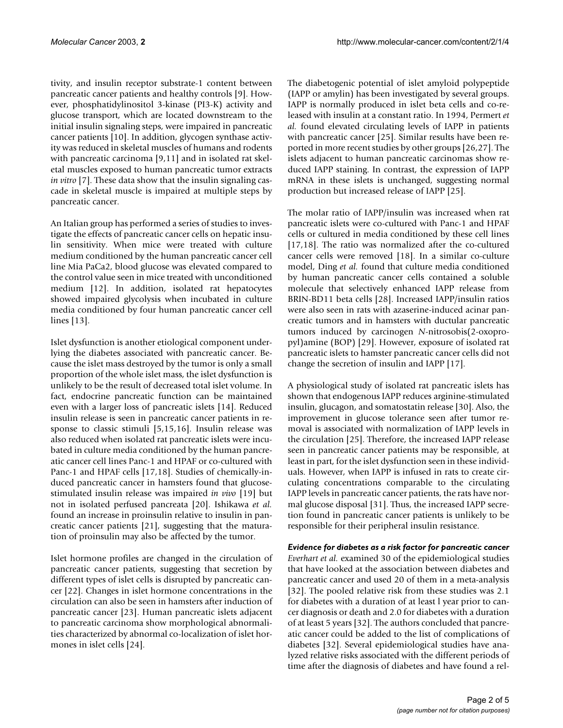tivity, and insulin receptor substrate-1 content between pancreatic cancer patients and healthy controls [9]. However, phosphatidylinositol 3-kinase (PI3-K) activity and glucose transport, which are located downstream to the initial insulin signaling steps, were impaired in pancreatic cancer patients [10]. In addition, glycogen synthase activity was reduced in skeletal muscles of humans and rodents with pancreatic carcinoma [9,11] and in isolated rat skeletal muscles exposed to human pancreatic tumor extracts *in vitro* [7]. These data show that the insulin signaling cascade in skeletal muscle is impaired at multiple steps by pancreatic cancer.

An Italian group has performed a series of studies to investigate the effects of pancreatic cancer cells on hepatic insulin sensitivity. When mice were treated with culture medium conditioned by the human pancreatic cancer cell line Mia PaCa2, blood glucose was elevated compared to the control value seen in mice treated with unconditioned medium [12]. In addition, isolated rat hepatocytes showed impaired glycolysis when incubated in culture media conditioned by four human pancreatic cancer cell lines [13].

Islet dysfunction is another etiological component underlying the diabetes associated with pancreatic cancer. Because the islet mass destroyed by the tumor is only a small proportion of the whole islet mass, the islet dysfunction is unlikely to be the result of decreased total islet volume. In fact, endocrine pancreatic function can be maintained even with a larger loss of pancreatic islets [14]. Reduced insulin release is seen in pancreatic cancer patients in response to classic stimuli [5,15,16]. Insulin release was also reduced when isolated rat pancreatic islets were incubated in culture media conditioned by the human pancreatic cancer cell lines Panc-1 and HPAF or co-cultured with Panc-1 and HPAF cells [17,18]. Studies of chemically-induced pancreatic cancer in hamsters found that glucose-stimulated insulin release was impaired *in vivo* [19] but not in isolated perfused pancreata [20]. Ishikawa *et al.* found an increase in proinsulin relative to insulin in pancreatic cancer patients [21], suggesting that the maturation of proinsulin may also be affected by the tumor.

Islet hormone profiles are changed in the circulation of pancreatic cancer patients, suggesting that secretion by different types of islet cells is disrupted by pancreatic cancer [22]. Changes in islet hormone concentrations in the circulation can also be seen in hamsters after induction of pancreatic cancer [23]. Human pancreatic islets adjacent to pancreatic carcinoma show morphological abnormalities characterized by abnormal co-localization of islet hormones in islet cells [24].

The diabetogenic potential of islet amyloid polypeptide (IAPP or amylin) has been investigated by several groups. IAPP is normally produced in islet beta cells and co-released with insulin at a constant ratio. In 1994, Permert *et al.* found elevated circulating levels of IAPP in patients with pancreatic cancer [25]. Similar results have been reported in more recent studies by other groups [26,27]. The islets adjacent to human pancreatic carcinomas show reduced IAPP staining. In contrast, the expression of IAPP mRNA in these islets is unchanged, suggesting normal production but increased release of IAPP [25].

The molar ratio of IAPP/insulin was increased when rat pancreatic islets were co-cultured with Panc-1 and HPAF cells or cultured in media conditioned by these cell lines [17,18]. The ratio was normalized after the co-cultured cancer cells were removed [18]. In a similar co-culture model, Ding *et al.* found that culture media conditioned by human pancreatic cancer cells contained a soluble molecule that selectively enhanced IAPP release from BRIN-BD11 beta cells [28]. Increased IAPP/insulin ratios were also seen in rats with azaserine-induced acinar pancreatic tumors and in hamsters with ductular pancreatic tumors induced by carcinogen *N*-nitrosobis(2-oxopropyl)amine (BOP) [29]. However, exposure of isolated rat pancreatic islets to hamster pancreatic cancer cells did not change the secretion of insulin and IAPP [17].

A physiological study of isolated rat pancreatic islets has shown that endogenous IAPP reduces arginine-stimulated insulin, glucagon, and somatostatin release [30]. Also, the improvement in glucose tolerance seen after tumor removal is associated with normalization of IAPP levels in the circulation [25]. Therefore, the increased IAPP release seen in pancreatic cancer patients may be responsible, at least in part, for the islet dysfunction seen in these individuals. However, when IAPP is infused in rats to create circulating concentrations comparable to the circulating IAPP levels in pancreatic cancer patients, the rats have normal glucose disposal [31]. Thus, the increased IAPP secretion found in pancreatic cancer patients is unlikely to be responsible for their peripheral insulin resistance.

### *Evidence for diabetes as a risk factor for pancreatic cancer*

*Everhart et al.* examined 30 of the epidemiological studies that have looked at the association between diabetes and pancreatic cancer and used 20 of them in a meta-analysis [32]. The pooled relative risk from these studies was 2.1 for diabetes with a duration of at least l year prior to cancer diagnosis or death and 2.0 for diabetes with a duration of at least 5 years [32]. The authors concluded that pancreatic cancer could be added to the list of complications of diabetes [32]. Several epidemiological studies have analyzed relative risks associated with the different periods of time after the diagnosis of diabetes and have found a rel-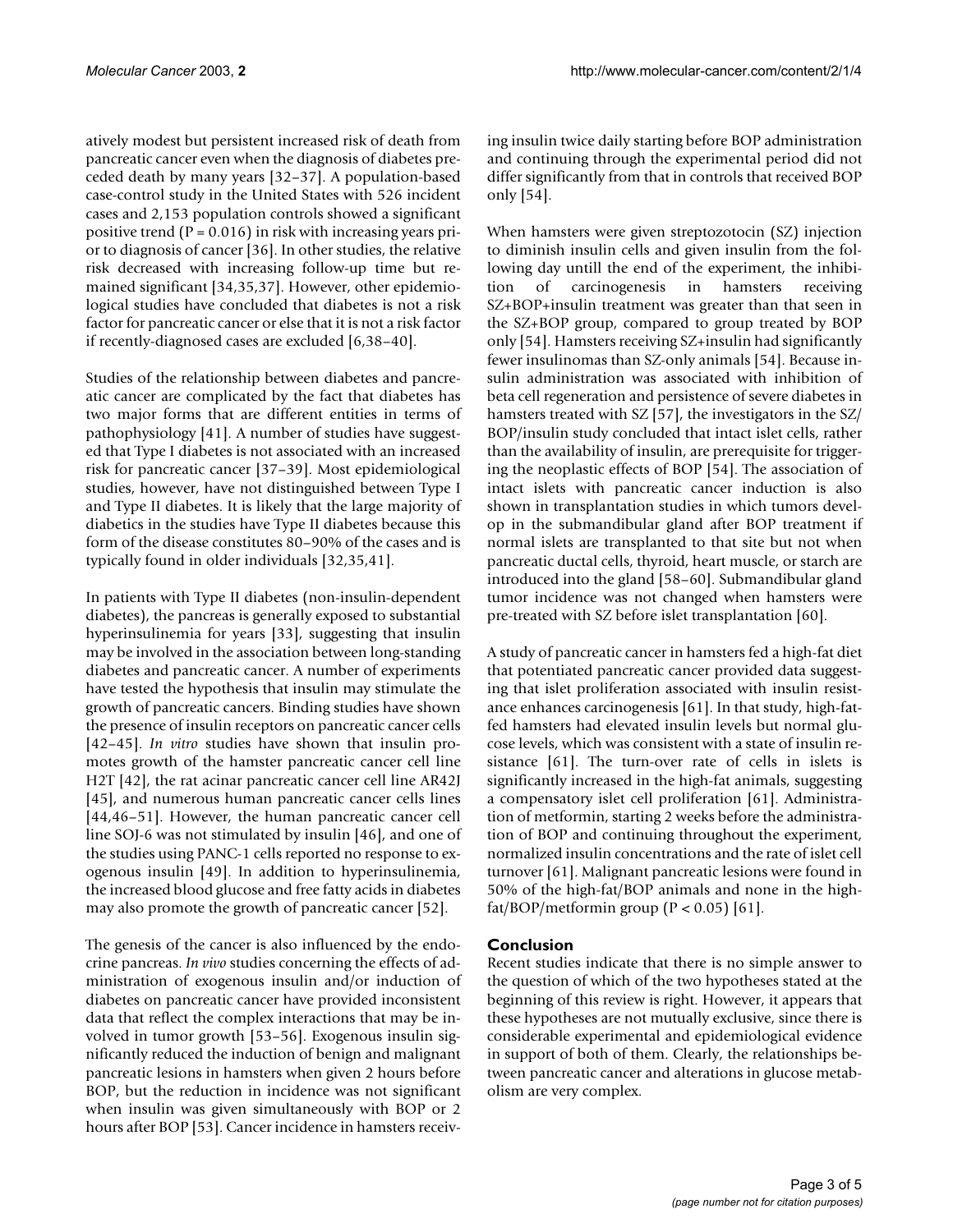atively modest but persistent increased risk of death from pancreatic cancer even when the diagnosis of diabetes preceded death by many years [32–37]. A population-based case-control study in the United States with 526 incident cases and 2,153 population controls showed a significant positive trend ($P = 0.016$) in risk with increasing years prior to diagnosis of cancer [36]. In other studies, the relative risk decreased with increasing follow-up time but remained significant [34,35,37]. However, other epidemiological studies have concluded that diabetes is not a risk factor for pancreatic cancer or else that it is not a risk factor if recently-diagnosed cases are excluded [6,38–40].

Studies of the relationship between diabetes and pancreatic cancer are complicated by the fact that diabetes has two major forms that are different entities in terms of pathophysiology [41]. A number of studies have suggested that Type I diabetes is not associated with an increased risk for pancreatic cancer [37–39]. Most epidemiological studies, however, have not distinguished between Type I and Type II diabetes. It is likely that the large majority of diabetics in the studies have Type II diabetes because this form of the disease constitutes 80–90% of the cases and is typically found in older individuals [32,35,41].

In patients with Type II diabetes (non-insulin-dependent diabetes), the pancreas is generally exposed to substantial hyperinsulinemia for years [33], suggesting that insulin may be involved in the association between long-standing diabetes and pancreatic cancer. A number of experiments have tested the hypothesis that insulin may stimulate the growth of pancreatic cancers. Binding studies have shown the presence of insulin receptors on pancreatic cancer cells [42–45]. *In vitro* studies have shown that insulin promotes growth of the hamster pancreatic cancer cell line H2T [42], the rat acinar pancreatic cancer cell line AR42J [45], and numerous human pancreatic cancer cells lines [44,46–51]. However, the human pancreatic cancer cell line SOJ-6 was not stimulated by insulin [46], and one of the studies using PANC-1 cells reported no response to exogenous insulin [49]. In addition to hyperinsulinemia, the increased blood glucose and free fatty acids in diabetes may also promote the growth of pancreatic cancer [52].

The genesis of the cancer is also influenced by the endocrine pancreas. *In vivo* studies concerning the effects of administration of exogenous insulin and/or induction of diabetes on pancreatic cancer have provided inconsistent data that reflect the complex interactions that may be involved in tumor growth [53–56]. Exogenous insulin significantly reduced the induction of benign and malignant pancreatic lesions in hamsters when given 2 hours before BOP, but the reduction in incidence was not significant when insulin was given simultaneously with BOP or 2 hours after BOP [53]. Cancer incidence in hamsters receiving insulin twice daily starting before BOP administration and continuing through the experimental period did not differ significantly from that in controls that received BOP only [54].

When hamsters were given streptozotocin (SZ) injection to diminish insulin cells and given insulin from the following day untill the end of the experiment, the inhibition of carcinogenesis in hamsters receiving SZ+BOP+insulin treatment was greater than that seen in the SZ+BOP group, compared to group treated by BOP only [54]. Hamsters receiving SZ+insulin had significantly fewer insulinomas than SZ-only animals [54]. Because insulin administration was associated with inhibition of beta cell regeneration and persistence of severe diabetes in hamsters treated with SZ [57], the investigators in the SZ/BOP/insulin study concluded that intact islet cells, rather than the availability of insulin, are prerequisite for triggering the neoplastic effects of BOP [54]. The association of intact islets with pancreatic cancer induction is also shown in transplantation studies in which tumors develop in the submandibular gland after BOP treatment if normal islets are transplanted to that site but not when pancreatic ductal cells, thyroid, heart muscle, or starch are introduced into the gland [58–60]. Submandibular gland tumor incidence was not changed when hamsters were pre-treated with SZ before islet transplantation [60].

A study of pancreatic cancer in hamsters fed a high-fat diet that potentiated pancreatic cancer provided data suggesting that islet proliferation associated with insulin resistance enhances carcinogenesis [61]. In that study, high-fat-fed hamsters had elevated insulin levels but normal glucose levels, which was consistent with a state of insulin resistance [61]. The turn-over rate of cells in islets is significantly increased in the high-fat animals, suggesting a compensatory islet cell proliferation [61]. Administration of metformin, starting 2 weeks before the administration of BOP and continuing throughout the experiment, normalized insulin concentrations and the rate of islet cell turnover [61]. Malignant pancreatic lesions were found in 50% of the high-fat/BOP animals and none in the high-fat/BOP/metformin group ($P < 0.05$) [61].

## Conclusion

Recent studies indicate that there is no simple answer to the question of which of the two hypotheses stated at the beginning of this review is right. However, it appears that these hypotheses are not mutually exclusive, since there is considerable experimental and epidemiological evidence in support of both of them. Clearly, the relationships between pancreatic cancer and alterations in glucose metabolism are very complex.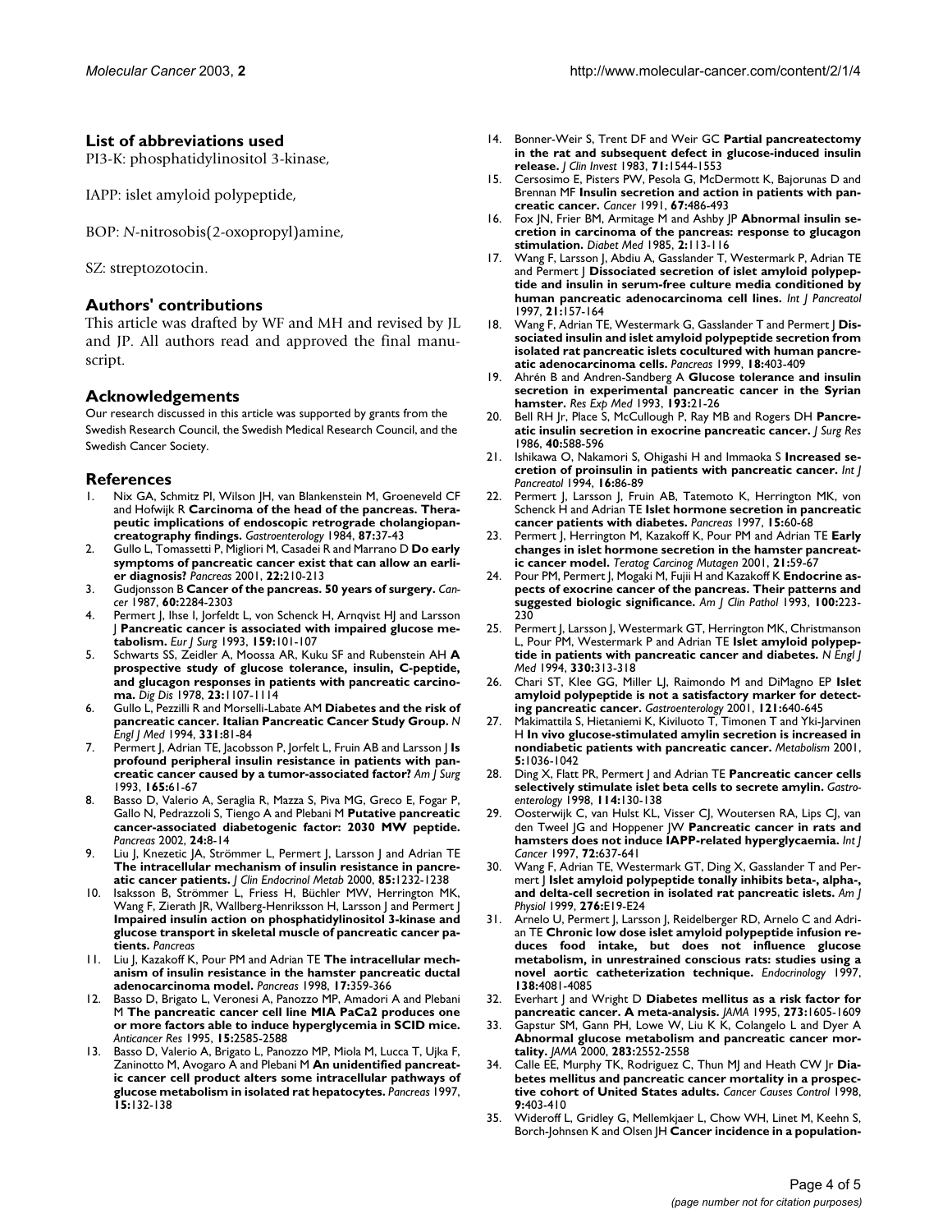## List of abbreviations used

PI3-K: phosphatidylinositol 3-kinase,

IAPP: islet amyloid polypeptide,

BOP: *N*-nitrosobis(2-oxopropyl)amine,

SZ: streptozotocin.

## Authors' contributions

This article was drafted by WF and MH and revised by JL and JP. All authors read and approved the final manuscript.

## Acknowledgements

Our research discussed in this article was supported by grants from the Swedish Research Council, the Swedish Medical Research Council, and the Swedish Cancer Society.

## References

1. Nix GA, Schmitz PI, Wilson JH, van Blankenstein M, Groeneveld CF and Hofwijk R **Carcinoma of the head of the pancreas. Therapeutic implications of endoscopic retrograde cholangiopancreatography findings.** *Gastroenterology* 1984, **87:**37-43
2. Gullo L, Tomassetti P, Migliori M, Casadei R and Marrano D **Do early symptoms of pancreatic cancer exist that can allow an earlier diagnosis?** *Pancreas* 2001, **22:**210-213
3. Gudjonsson B **Cancer of the pancreas. 50 years of surgery.** *Cancer* 1987, **60:**2284-2303
4. Permert J, Ihse I, Jorfeldt L, von Schenck H, Arnqvist HJ and Larsson J **Pancreatic cancer is associated with impaired glucose metabolism.** *Eur J Surg* 1993, **159:**101-107
5. Schwarts SS, Zeidler A, Moossa AR, Kuku SF and Rubenstein AH **A prospective study of glucose tolerance, insulin, C-peptide, and glucagon responses in patients with pancreatic carcinoma.** *Dig Dis* 1978, **23:**1107-1114
6. Gullo L, Pezzilli R and Morselli-Labate AM **Diabetes and the risk of pancreatic cancer. Italian Pancreatic Cancer Study Group.** *N Engl J Med* 1994, **331:**81-84
7. Permert J, Adrian TE, Jacobsson P, Jorfelt L, Fruin AB and Larsson J **Is profound peripheral insulin resistance in patients with pancreatic cancer caused by a tumor-associated factor?** *Am J Surg* 1993, **165:**61-67
8. Basso D, Valerio A, Seraglia R, Mazza S, Piva MG, Greco E, Fogar P, Gallo N, Pedrazzoli S, Tiengo A and Plebani M **Putative pancreatic cancer-associated diabetogenic factor: 2030 MW peptide.** *Pancreas* 2002, **24:**8-14
9. Liu J, Knezetic JA, Strömmer L, Permert J, Larsson J and Adrian TE **The intracellular mechanism of insulin resistance in pancreatic cancer patients.** *J Clin Endocrinol Metab* 2000, **85:**1232-1238
10. Isaksson B, Strömmer L, Friess H, Büchler MW, Herrington MK, Wang F, Zierath JR, Wallberg-Henriksson H, Larsson J and Permert J **Impaired insulin action on phosphatidylinositol 3-kinase and glucose transport in skeletal muscle of pancreatic cancer patients.** *Pancreas*
11. Liu J, Kazakoff K, Pour PM and Adrian TE **The intracellular mechanism of insulin resistance in the hamster pancreatic ductal adenocarcinoma model.** *Pancreas* 1998, **17:**359-366
12. Basso D, Brigato L, Veronesi A, Panozzo MP, Amadori A and Plebani M **The pancreatic cancer cell line MIA PaCa2 produces one or more factors able to induce hyperglycemia in SCID mice.** *Anticancer Res* 1995, **15:**2585-2588
13. Basso D, Valerio A, Brigato L, Panozzo MP, Miola M, Lucca T, Ujka F, Zaninotto M, Avogaro A and Plebani M **An unidentified pancreatic cancer cell product alters some intracellular pathways of glucose metabolism in isolated rat hepatocytes.** *Pancreas* 1997, **15:**132-138
14. Bonner-Weir S, Trent DF and Weir GC **Partial pancreatectomy in the rat and subsequent defect in glucose-induced insulin release.** *J Clin Invest* 1983, **71:**1544-1553
15. Cersosimo E, Pisters PW, Pesola G, McDermott K, Bajorunas D and Brennan MF **Insulin secretion and action in patients with pancreatic cancer.** *Cancer* 1991, **67:**486-493
16. Fox JN, Frier BM, Armitage M and Ashby JP **Abnormal insulin secretion in carcinoma of the pancreas: response to glucagon stimulation.** *Diabet Med* 1985, **2:**113-116
17. Wang F, Larsson J, Abdiu A, Gasslander T, Westermark P, Adrian TE and Permert J **Dissociated secretion of islet amyloid polypeptide and insulin in serum-free culture media conditioned by human pancreatic adenocarcinoma cell lines.** *Int J Pancreatol* 1997, **21:**157-164
18. Wang F, Adrian TE, Westermark G, Gasslander T and Permert J **Dissociated insulin and islet amyloid polypeptide secretion from isolated rat pancreatic islets cocultured with human pancreatic adenocarcinoma cells.** *Pancreas* 1999, **18:**403-409
19. Ahrén B and Andren-Sandberg A **Glucose tolerance and insulin secretion in experimental pancreatic cancer in the Syrian hamster.** *Res Exp Med* 1993, **193:**21-26
20. Bell RH Jr, Place S, McCullough P, Ray MB and Rogers DH **Pancreatic insulin secretion in exocrine pancreatic cancer.** *J Surg Res* 1986, **40:**588-596
21. Ishikawa O, Nakamori S, Ohigashi H and Immaoka S **Increased secretion of proinsulin in patients with pancreatic cancer.** *Int J Pancreatol* 1994, **16:**86-89
22. Permert J, Larsson J, Fruin AB, Tatemoto K, Herrington MK, von Schenck H and Adrian TE **Islet hormone secretion in pancreatic cancer patients with diabetes.** *Pancreas* 1997, **15:**60-68
23. Permert J, Herrington M, Kazakoff K, Pour PM and Adrian TE **Early changes in islet hormone secretion in the hamster pancreatic cancer model.** *Teratog Carcinog Mutagen* 2001, **21:**59-67
24. Pour PM, Permert J, Mogaki M, Fujii H and Kazakoff K **Endocrine aspects of exocrine cancer of the pancreas. Their patterns and suggested biologic significance.** *Am J Clin Pathol* 1993, **100:**223-230
25. Permert J, Larsson J, Westermark GT, Herrington MK, Christmanson L, Pour PM, Westermark P and Adrian TE **Islet amyloid polypeptide in patients with pancreatic cancer and diabetes.** *N Engl J Med* 1994, **330:**313-318
26. Chari ST, Klee GG, Miller LJ, Raimondo M and DiMagno EP **Islet amyloid polypeptide is not a satisfactory marker for detecting pancreatic cancer.** *Gastroenterology* 2001, **121:**640-645
27. Makimattila S, Hietaniemi K, Kiviluoto T, Timonen T and Yki-Jarvinen H **In vivo glucose-stimulated amylin secretion is increased in nondiabetic patients with pancreatic cancer.** *Metabolism* 2001, **5:**1036-1042
28. Ding X, Flatt PR, Permert J and Adrian TE **Pancreatic cancer cells selectively stimulate islet beta cells to secrete amylin.** *Gastroenterology* 1998, **114:**130-138
29. Oosterwijk C, van Hulst KL, Visser CJ, Woutersen RA, Lips CJ, van den Tweel JG and Hoppener JW **Pancreatic cancer in rats and hamsters does not induce IAPP-related hyperglycaemia.** *Int J Cancer* 1997, **72:**637-641
30. Wang F, Adrian TE, Westermark GT, Ding X, Gasslander T and Permert J **Islet amyloid polypeptide tonally inhibits beta-, alpha-, and delta-cell secretion in isolated rat pancreatic islets.** *Am J Physiol* 1999, **276:**E19-E24
31. Arnelo U, Permert J, Larsson J, Reidelberger RD, Arnelo C and Adrian TE **Chronic low dose islet amyloid polypeptide infusion reduces food intake, but does not influence glucose metabolism, in unrestrained conscious rats: studies using a novel aortic catheterization technique.** *Endocrinology* 1997, **138:**4081-4085
32. Everhart J and Wright D **Diabetes mellitus as a risk factor for pancreatic cancer. A meta-analysis.** *JAMA* 1995, **273:**1605-1609
33. Gapstur SM, Gann PH, Lowe W, Liu K K, Colangelo L and Dyer A **Abnormal glucose metabolism and pancreatic cancer mortality.** *JAMA* 2000, **283:**2552-2558
34. Calle EE, Murphy TK, Rodriguez C, Thun MJ and Heath CW Jr **Diabetes mellitus and pancreatic cancer mortality in a prospective cohort of United States adults.** *Cancer Causes Control* 1998, **9:**403-410
35. Wideroff L, Gridley G, Mellemkjaer L, Chow WH, Linet M, Keehn S, Borch-Johnsen K and Olsen JH **Cancer incidence in a population-**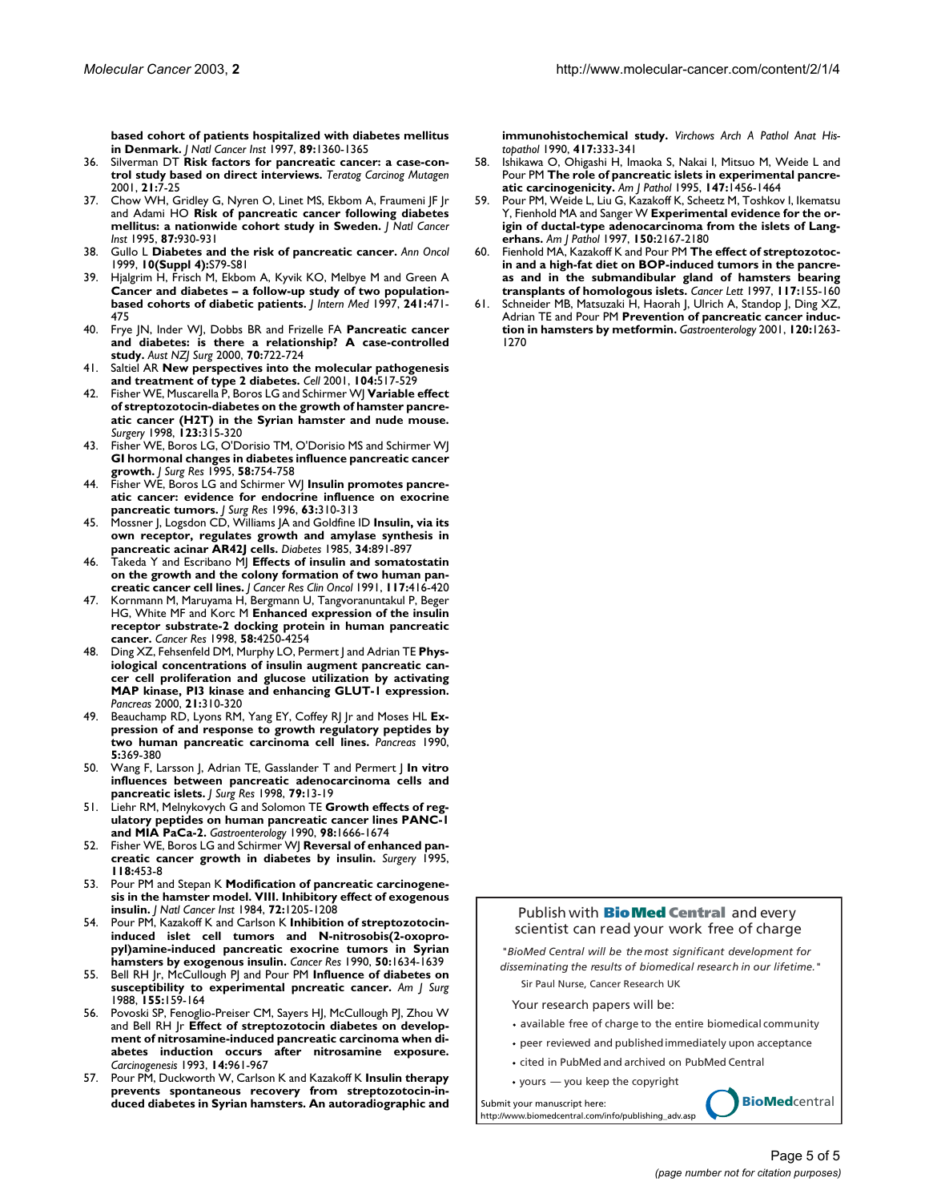**based cohort of patients hospitalized with diabetes mellitus in Denmark.** *J Natl Cancer Inst* 1997, **89:**1360-1365

36. Silverman DT **Risk factors for pancreatic cancer: a case-control study based on direct interviews.** *Teratog Carcinog Mutagen* 2001, **21:**7-25
37. Chow WH, Gridley G, Nyren O, Linet MS, Ekbom A, Fraumeni JF Jr and Adami HO **Risk of pancreatic cancer following diabetes mellitus: a nationwide cohort study in Sweden.** *J Natl Cancer Inst* 1995, **87:**930-931
38. Gullo L **Diabetes and the risk of pancreatic cancer.** *Ann Oncol* 1999, **10(Suppl 4):**S79-S81
39. Hjalgrim H, Frisch M, Ekbom A, Kyvik KO, Melbye M and Green A **Cancer and diabetes – a follow-up study of two population-based cohorts of diabetic patients.** *J Intern Med* 1997, **241:**471-475
40. Frye JN, Inder WJ, Dobbs BR and Frizelle FA **Pancreatic cancer and diabetes: is there a relationship? A case-controlled study.** *Aust NZJ Surg* 2000, **70:**722-724
41. Saltiel AR **New perspectives into the molecular pathogenesis and treatment of type 2 diabetes.** *Cell* 2001, **104:**517-529
42. Fisher WE, Muscarella P, Boros LG and Schirmer WJ **Variable effect of streptozotocin-diabetes on the growth of hamster pancreatic cancer (H2T) in the Syrian hamster and nude mouse.** *Surgery* 1998, **123:**315-320
43. Fisher WE, Boros LG, O'Dorisio TM, O'Dorisio MS and Schirmer WJ **GI hormonal changes in diabetes influence pancreatic cancer growth.** *J Surg Res* 1995, **58:**754-758
44. Fisher WE, Boros LG and Schirmer WJ **Insulin promotes pancreatic cancer: evidence for endocrine influence on exocrine pancreatic tumors.** *J Surg Res* 1996, **63:**310-313
45. Mossner J, Logsdon CD, Williams JA and Goldfine ID **Insulin, via its own receptor, regulates growth and amylase synthesis in pancreatic acinar AR42J cells.** *Diabetes* 1985, **34:**891-897
46. Takeda Y and Escribano MJ **Effects of insulin and somatostatin on the growth and the colony formation of two human pancreatic cancer cell lines.** *J Cancer Res Clin Oncol* 1991, **117:**416-420
47. Kornmann M, Maruyama H, Bergmann U, Tangvoranuntakul P, Beger HG, White MF and Korc M **Enhanced expression of the insulin receptor substrate-2 docking protein in human pancreatic cancer.** *Cancer Res* 1998, **58:**4250-4254
48. Ding XZ, Fehsenfeld DM, Murphy LO, Permert J and Adrian TE **Physiological concentrations of insulin augment pancreatic cancer cell proliferation and glucose utilization by activating MAP kinase, PI3 kinase and enhancing GLUT-1 expression.** *Pancreas* 2000, **21:**310-320
49. Beauchamp RD, Lyons RM, Yang EY, Coffey RJ Jr and Moses HL **Expression of and response to growth regulatory peptides by two human pancreatic carcinoma cell lines.** *Pancreas* 1990, **5:**369-380
50. Wang F, Larsson J, Adrian TE, Gasslander T and Permert J **In vitro influences between pancreatic adenocarcinoma cells and pancreatic islets.** *J Surg Res* 1998, **79:**13-19
51. Liehr RM, Melnykovych G and Solomon TE **Growth effects of regulatory peptides on human pancreatic cancer lines PANC-1 and MIA PaCa-2.** *Gastroenterology* 1990, **98:**1666-1674
52. Fisher WE, Boros LG and Schirmer WJ **Reversal of enhanced pancreatic cancer growth in diabetes by insulin.** *Surgery* 1995, **118:**453-8
53. Pour PM and Stepan K **Modification of pancreatic carcinogenesis in the hamster model. VIII. Inhibitory effect of exogenous insulin.** *J Natl Cancer Inst* 1984, **72:**1205-1208
54. Pour PM, Kazakoff K and Carlson K **Inhibition of streptozotocin-induced islet cell tumors and N-nitrosobis(2-oxopropyl)amine-induced pancreatic exocrine tumors in Syrian hamsters by exogenous insulin.** *Cancer Res* 1990, **50:**1634-1639
55. Bell RH Jr, McCullough PJ and Pour PM **Influence of diabetes on susceptibility to experimental pncreatic cancer.** *Am J Surg* 1988, **155:**159-164
56. Povoski SP, Fenoglio-Preiser CM, Sayers HJ, McCullough PJ, Zhou W and Bell RH Jr **Effect of streptozotocin diabetes on development of nitrosamine-induced pancreatic carcinoma when diabetes induction occurs after nitrosamine exposure.** *Carcinogenesis* 1993, **14:**961-967
57. Pour PM, Duckworth W, Carlson K and Kazakoff K **Insulin therapy prevents spontaneous recovery from streptozotocin-induced diabetes in Syrian hamsters. An autoradiographic and immunohistochemical study.** *Virchows Arch A Pathol Anat Histopathol* 1990, **417:**333-341
58. Ishikawa O, Ohigashi H, Imaoka S, Nakai I, Mitsuo M, Weide L and Pour PM **The role of pancreatic islets in experimental pancreatic carcinogenicity.** *Am J Pathol* 1995, **147:**1456-1464
59. Pour PM, Weide L, Liu G, Kazakoff K, Scheetz M, Toshkov I, Ikematsu Y, Fienhold MA and Sanger W **Experimental evidence for the origin of ductal-type adenocarcinoma from the islets of Langerhans.** *Am J Pathol* 1997, **150:**2167-2180
60. Fienhold MA, Kazakoff K and Pour PM **The effect of streptozotocin and a high-fat diet on BOP-induced tumors in the pancreas and in the submandibular gland of hamsters bearing transplants of homologous islets.** *Cancer Lett* 1997, **117:**155-160
61. Schneider MB, Matsuzaki H, Haorah J, Ulrich A, Standop J, Ding XZ, Adrian TE and Pour PM **Prevention of pancreatic cancer induction in hamsters by metformin.** *Gastroenterology* 2001, **120:**1263-1270

Publish with **BioMed Central** and every scientist can read your work free of charge

*"BioMed Central will be the most significant development for disseminating the results of biomedical research in our lifetime."*

Sir Paul Nurse, Cancer Research UK

Your research papers will be:

- available free of charge to the entire biomedical community
- peer reviewed and published immediately upon acceptance
- cited in PubMed and archived on PubMed Central
- yours — you keep the copyright

Submit your manuscript here:
http://www.biomedcentral.com/info/publishing_adv.asp

BioMedcentral